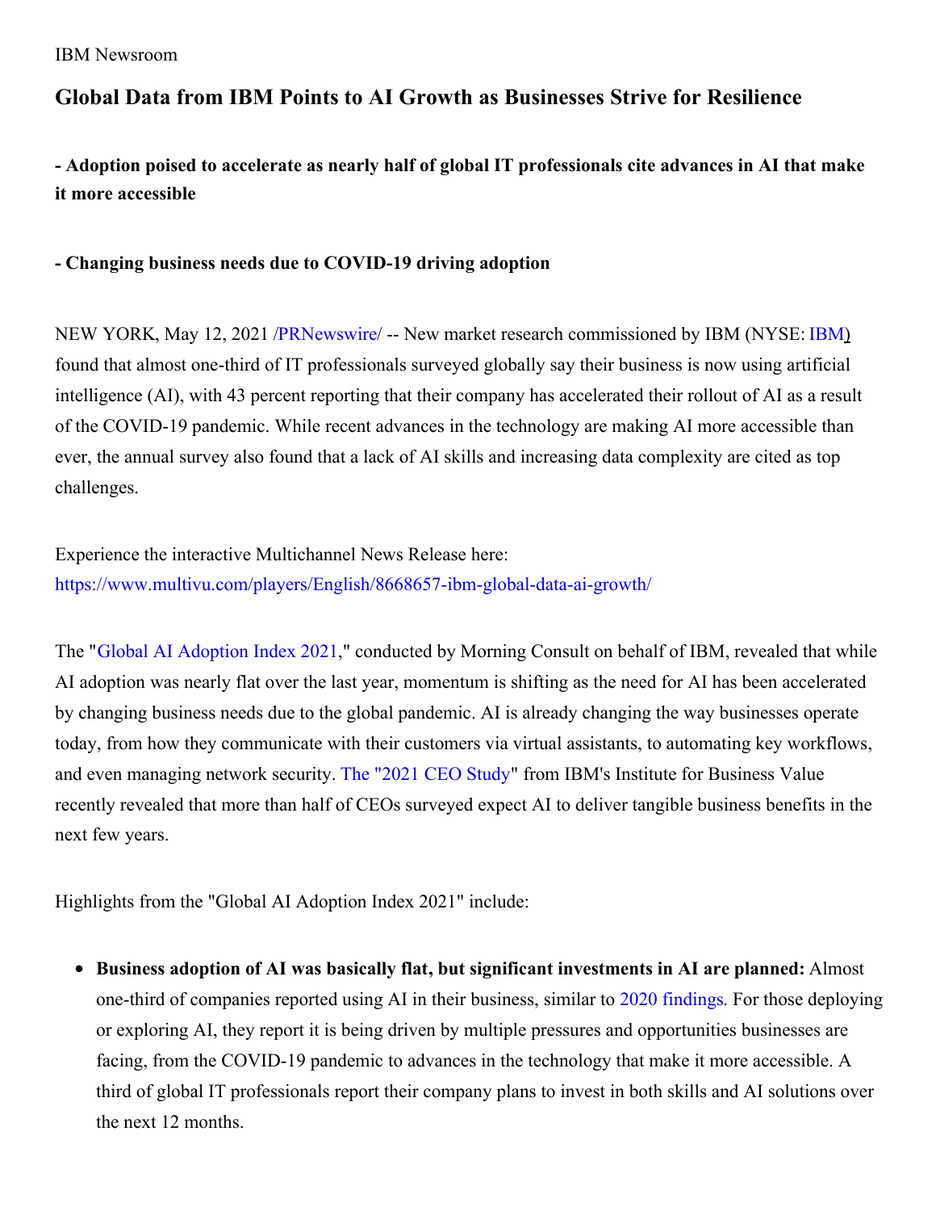IBM Newsroom

# Global Data from IBM Points to AI Growth as Businesses Strive for Resilience

**- Adoption poised to accelerate as nearly half of global IT professionals cite advances in AI that make it more accessible**

**- Changing business needs due to COVID-19 driving adoption**

NEW YORK, May 12, 2021 /PRNewswire/ -- New market research commissioned by IBM (NYSE: IBM) found that almost one-third of IT professionals surveyed globally say their business is now using artificial intelligence (AI), with 43 percent reporting that their company has accelerated their rollout of AI as a result of the COVID-19 pandemic. While recent advances in the technology are making AI more accessible than ever, the annual survey also found that a lack of AI skills and increasing data complexity are cited as top challenges.

Experience the interactive Multichannel News Release here:
https://www.multivu.com/players/English/8668657-ibm-global-data-ai-growth/

The "Global AI Adoption Index 2021," conducted by Morning Consult on behalf of IBM, revealed that while AI adoption was nearly flat over the last year, momentum is shifting as the need for AI has been accelerated by changing business needs due to the global pandemic. AI is already changing the way businesses operate today, from how they communicate with their customers via virtual assistants, to automating key workflows, and even managing network security. The "2021 CEO Study" from IBM's Institute for Business Value recently revealed that more than half of CEOs surveyed expect AI to deliver tangible business benefits in the next few years.

Highlights from the "Global AI Adoption Index 2021" include:

- **Business adoption of AI was basically flat, but significant investments in AI are planned:** Almost one-third of companies reported using AI in their business, similar to 2020 findings. For those deploying or exploring AI, they report it is being driven by multiple pressures and opportunities businesses are facing, from the COVID-19 pandemic to advances in the technology that make it more accessible. A third of global IT professionals report their company plans to invest in both skills and AI solutions over the next 12 months.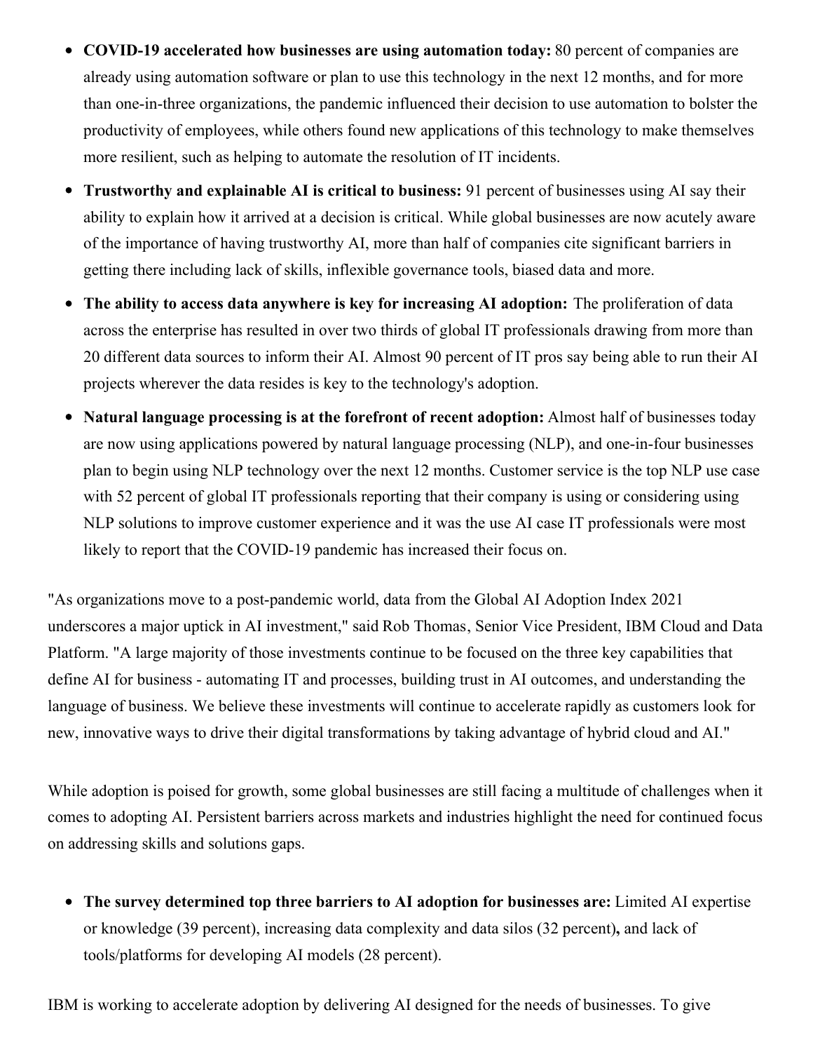- **COVID-19 accelerated how businesses are using automation today:** 80 percent of companies are already using automation software or plan to use this technology in the next 12 months, and for more than one-in-three organizations, the pandemic influenced their decision to use automation to bolster the productivity of employees, while others found new applications of this technology to make themselves more resilient, such as helping to automate the resolution of IT incidents.
- **Trustworthy and explainable AI is critical to business:** 91 percent of businesses using AI say their ability to explain how it arrived at a decision is critical. While global businesses are now acutely aware of the importance of having trustworthy AI, more than half of companies cite significant barriers in getting there including lack of skills, inflexible governance tools, biased data and more.
- **The ability to access data anywhere is key for increasing AI adoption:** The proliferation of data across the enterprise has resulted in over two thirds of global IT professionals drawing from more than 20 different data sources to inform their AI. Almost 90 percent of IT pros say being able to run their AI projects wherever the data resides is key to the technology's adoption.
- **Natural language processing is at the forefront of recent adoption:** Almost half of businesses today are now using applications powered by natural language processing (NLP), and one-in-four businesses plan to begin using NLP technology over the next 12 months. Customer service is the top NLP use case with 52 percent of global IT professionals reporting that their company is using or considering using NLP solutions to improve customer experience and it was the use AI case IT professionals were most likely to report that the COVID-19 pandemic has increased their focus on.

"As organizations move to a post-pandemic world, data from the Global AI Adoption Index 2021 underscores a major uptick in AI investment," said Rob Thomas, Senior Vice President, IBM Cloud and Data Platform. "A large majority of those investments continue to be focused on the three key capabilities that define AI for business - automating IT and processes, building trust in AI outcomes, and understanding the language of business. We believe these investments will continue to accelerate rapidly as customers look for new, innovative ways to drive their digital transformations by taking advantage of hybrid cloud and AI."

While adoption is poised for growth, some global businesses are still facing a multitude of challenges when it comes to adopting AI. Persistent barriers across markets and industries highlight the need for continued focus on addressing skills and solutions gaps.

- **The survey determined top three barriers to AI adoption for businesses are:** Limited AI expertise or knowledge (39 percent), increasing data complexity and data silos (32 percent)**,** and lack of tools/platforms for developing AI models (28 percent).

IBM is working to accelerate adoption by delivering AI designed for the needs of businesses. To give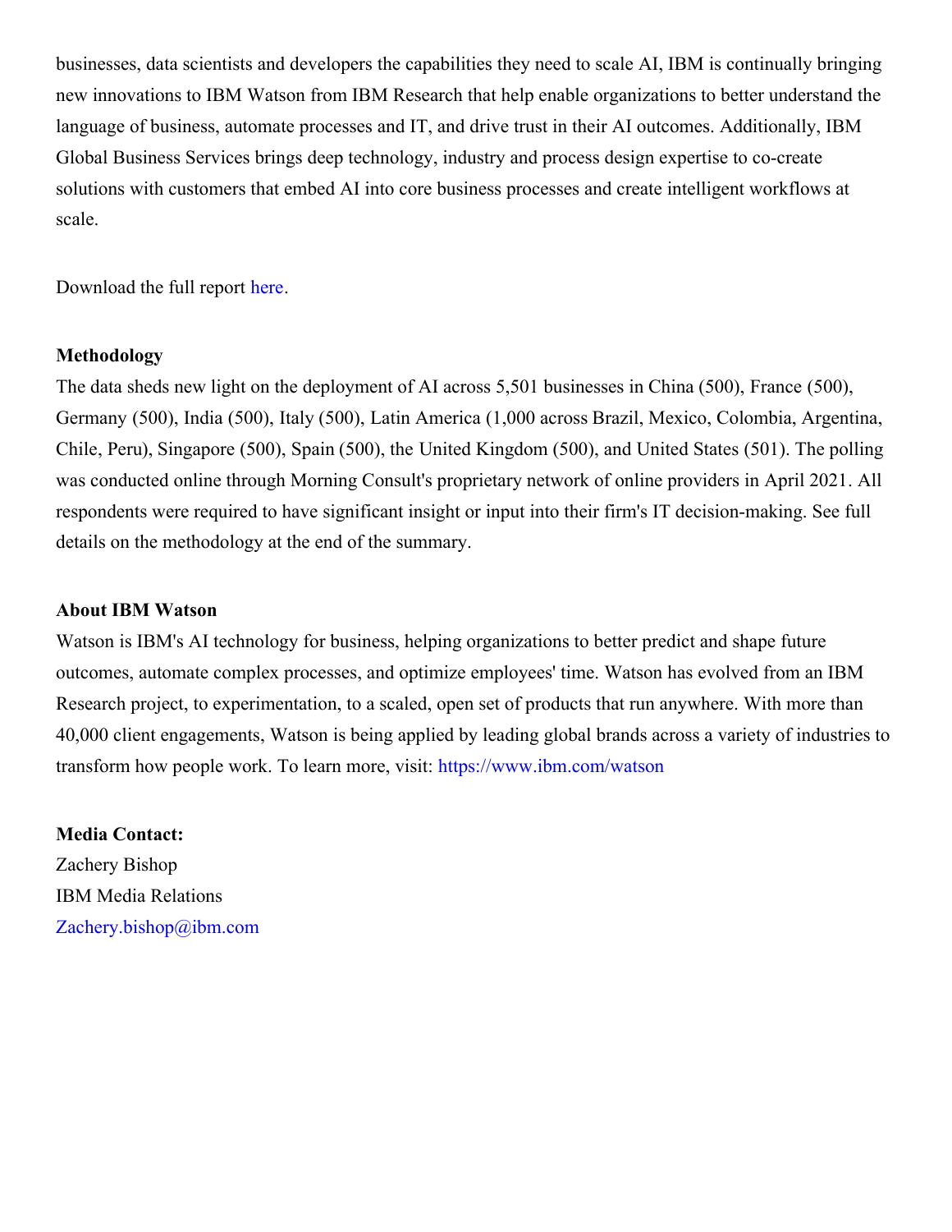businesses, data scientists and developers the capabilities they need to scale AI, IBM is continually bringing new innovations to IBM Watson from IBM Research that help enable organizations to better understand the language of business, automate processes and IT, and drive trust in their AI outcomes. Additionally, IBM Global Business Services brings deep technology, industry and process design expertise to co-create solutions with customers that embed AI into core business processes and create intelligent workflows at scale.

Download the full report here.

**Methodology**

The data sheds new light on the deployment of AI across 5,501 businesses in China (500), France (500), Germany (500), India (500), Italy (500), Latin America (1,000 across Brazil, Mexico, Colombia, Argentina, Chile, Peru), Singapore (500), Spain (500), the United Kingdom (500), and United States (501). The polling was conducted online through Morning Consult's proprietary network of online providers in April 2021. All respondents were required to have significant insight or input into their firm's IT decision-making. See full details on the methodology at the end of the summary.

**About IBM Watson**

Watson is IBM's AI technology for business, helping organizations to better predict and shape future outcomes, automate complex processes, and optimize employees' time. Watson has evolved from an IBM Research project, to experimentation, to a scaled, open set of products that run anywhere. With more than 40,000 client engagements, Watson is being applied by leading global brands across a variety of industries to transform how people work. To learn more, visit: https://www.ibm.com/watson

**Media Contact:**

Zachery Bishop
IBM Media Relations
Zachery.bishop@ibm.com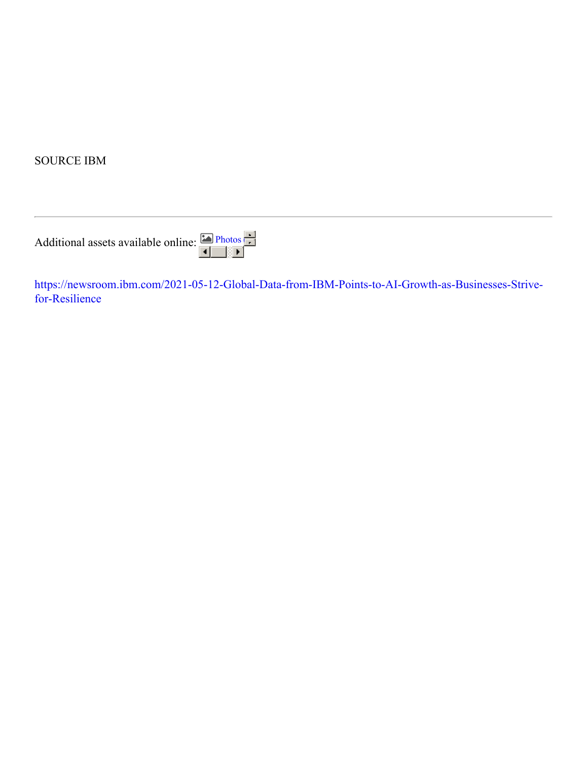SOURCE IBM

---

Additional assets available online: Photos

https://newsroom.ibm.com/2021-05-12-Global-Data-from-IBM-Points-to-AI-Growth-as-Businesses-Strive-for-Resilience